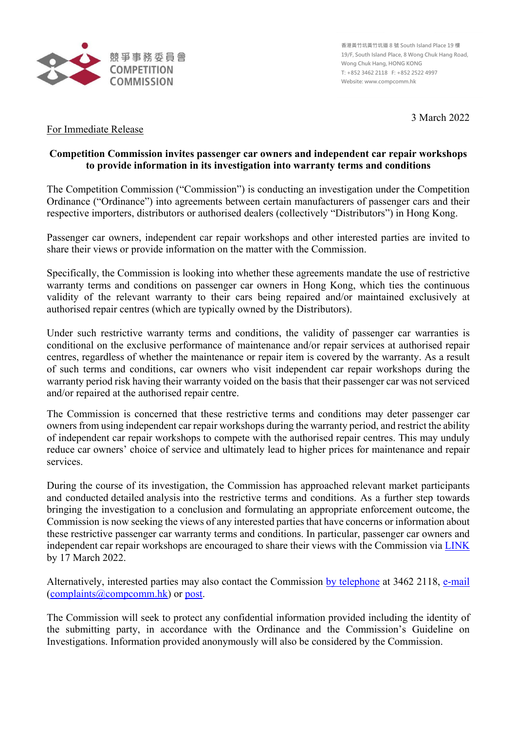競爭事務委員會
COMPETITION COMMISSION

香港黃竹坑黃竹坑道 8 號 South Island Place 19 樓
19/F, South Island Place, 8 Wong Chuk Hang Road, Wong Chuk Hang, HONG KONG
T: +852 3462 2118 F: +852 2522 4997
Website: www.compcomm.hk

3 March 2022

For Immediate Release

**Competition Commission invites passenger car owners and independent car repair workshops to provide information in its investigation into warranty terms and conditions**

The Competition Commission ("Commission") is conducting an investigation under the Competition Ordinance ("Ordinance") into agreements between certain manufacturers of passenger cars and their respective importers, distributors or authorised dealers (collectively "Distributors") in Hong Kong.

Passenger car owners, independent car repair workshops and other interested parties are invited to share their views or provide information on the matter with the Commission.

Specifically, the Commission is looking into whether these agreements mandate the use of restrictive warranty terms and conditions on passenger car owners in Hong Kong, which ties the continuous validity of the relevant warranty to their cars being repaired and/or maintained exclusively at authorised repair centres (which are typically owned by the Distributors).

Under such restrictive warranty terms and conditions, the validity of passenger car warranties is conditional on the exclusive performance of maintenance and/or repair services at authorised repair centres, regardless of whether the maintenance or repair item is covered by the warranty. As a result of such terms and conditions, car owners who visit independent car repair workshops during the warranty period risk having their warranty voided on the basis that their passenger car was not serviced and/or repaired at the authorised repair centre.

The Commission is concerned that these restrictive terms and conditions may deter passenger car owners from using independent car repair workshops during the warranty period, and restrict the ability of independent car repair workshops to compete with the authorised repair centres. This may unduly reduce car owners' choice of service and ultimately lead to higher prices for maintenance and repair services.

During the course of its investigation, the Commission has approached relevant market participants and conducted detailed analysis into the restrictive terms and conditions. As a further step towards bringing the investigation to a conclusion and formulating an appropriate enforcement outcome, the Commission is now seeking the views of any interested parties that have concerns or information about these restrictive passenger car warranty terms and conditions. In particular, passenger car owners and independent car repair workshops are encouraged to share their views with the Commission via LINK by 17 March 2022.

Alternatively, interested parties may also contact the Commission by telephone at 3462 2118, e-mail (complaints@compcomm.hk) or post.

The Commission will seek to protect any confidential information provided including the identity of the submitting party, in accordance with the Ordinance and the Commission's Guideline on Investigations. Information provided anonymously will also be considered by the Commission.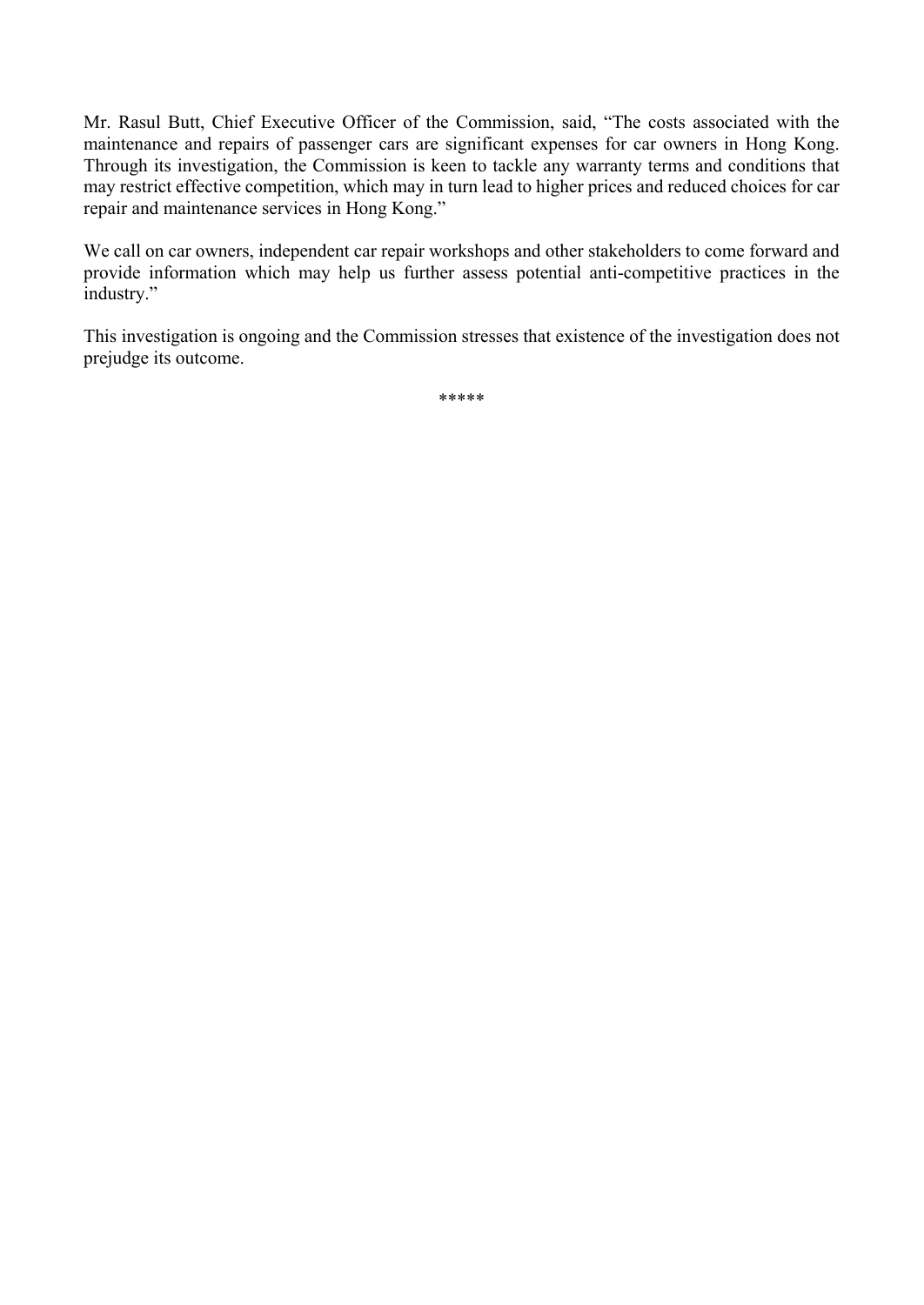Mr. Rasul Butt, Chief Executive Officer of the Commission, said, "The costs associated with the maintenance and repairs of passenger cars are significant expenses for car owners in Hong Kong. Through its investigation, the Commission is keen to tackle any warranty terms and conditions that may restrict effective competition, which may in turn lead to higher prices and reduced choices for car repair and maintenance services in Hong Kong."

We call on car owners, independent car repair workshops and other stakeholders to come forward and provide information which may help us further assess potential anti-competitive practices in the industry."

This investigation is ongoing and the Commission stresses that existence of the investigation does not prejudge its outcome.

*****